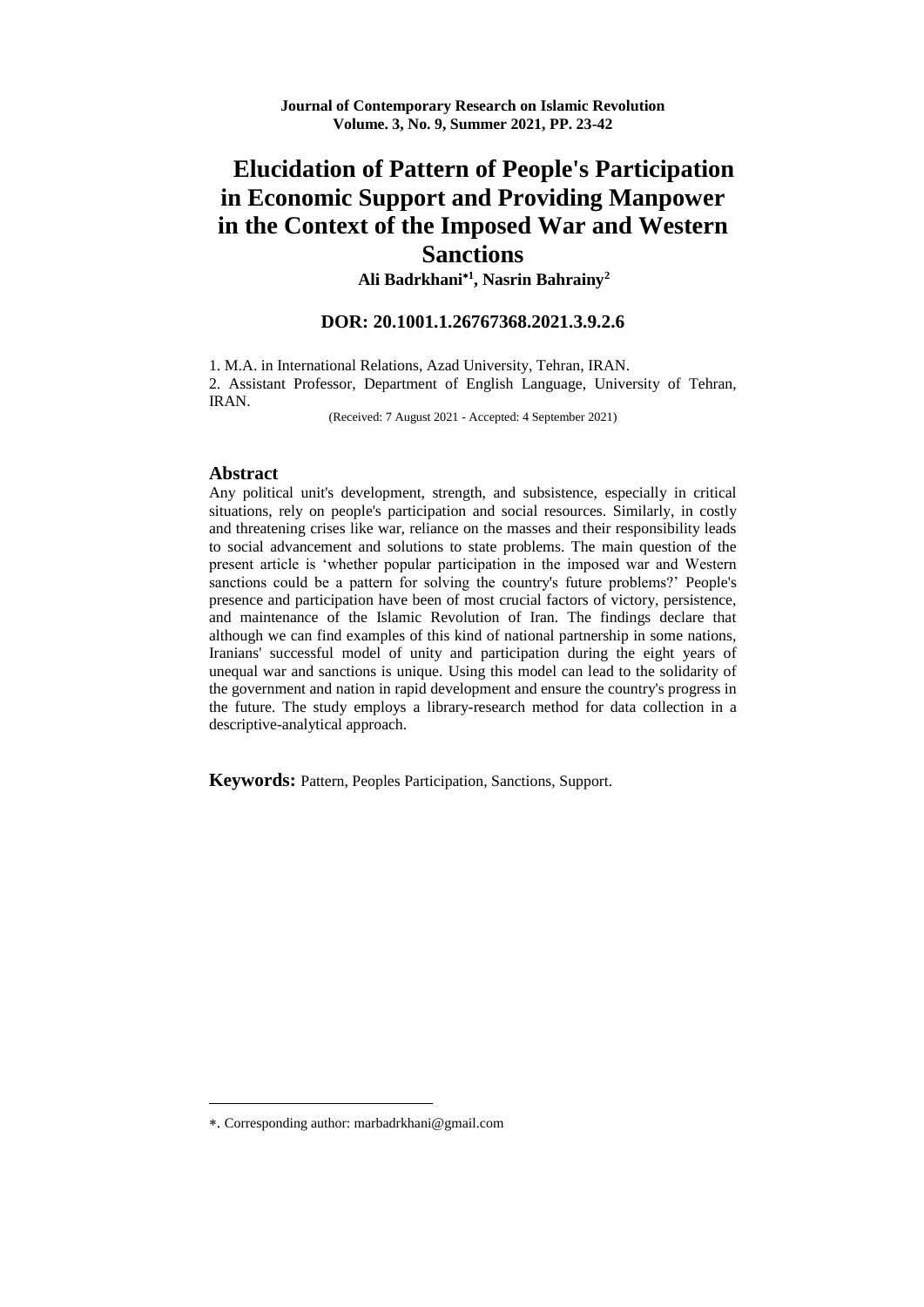Journal of Contemporary Research on Islamic Revolution
Volume. 3, No. 9, Summer 2021, PP. 23-42

# Elucidation of Pattern of People's Participation in Economic Support and Providing Manpower in the Context of the Imposed War and Western Sanctions

**Ali Badrkhani*[1], Nasrin Bahrainy[2]**

**DOR: 20.1001.1.26767368.2021.3.9.2.6**

1. M.A. in International Relations, Azad University, Tehran, IRAN.
2. Assistant Professor, Department of English Language, University of Tehran, IRAN.

(Received: 7 August 2021 - Accepted: 4 September 2021)

## Abstract

Any political unit's development, strength, and subsistence, especially in critical situations, rely on people's participation and social resources. Similarly, in costly and threatening crises like war, reliance on the masses and their responsibility leads to social advancement and solutions to state problems. The main question of the present article is 'whether popular participation in the imposed war and Western sanctions could be a pattern for solving the country's future problems?' People's presence and participation have been of most crucial factors of victory, persistence, and maintenance of the Islamic Revolution of Iran. The findings declare that although we can find examples of this kind of national partnership in some nations, Iranians' successful model of unity and participation during the eight years of unequal war and sanctions is unique. Using this model can lead to the solidarity of the government and nation in rapid development and ensure the country's progress in the future. The study employs a library-research method for data collection in a descriptive-analytical approach.

**Keywords:** Pattern, Peoples Participation, Sanctions, Support.

*. Corresponding author: marbadrkhani@gmail.com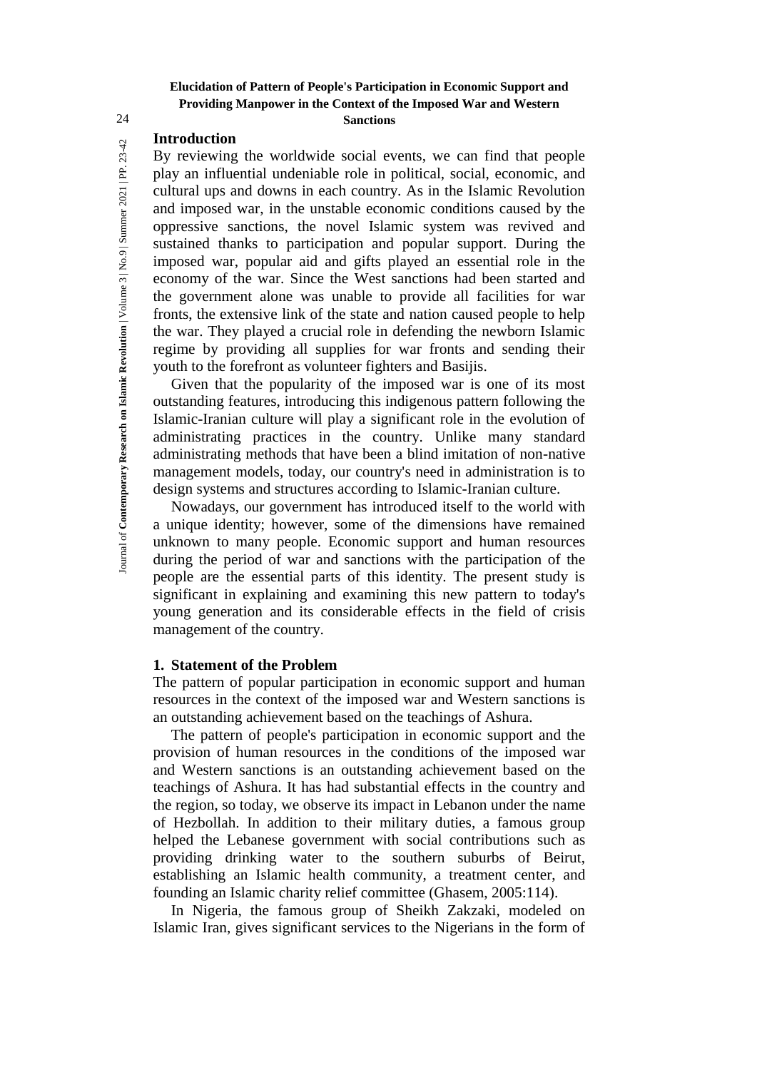## Introduction

By reviewing the worldwide social events, we can find that people play an influential undeniable role in political, social, economic, and cultural ups and downs in each country. As in the Islamic Revolution and imposed war, in the unstable economic conditions caused by the oppressive sanctions, the novel Islamic system was revived and sustained thanks to participation and popular support. During the imposed war, popular aid and gifts played an essential role in the economy of the war. Since the West sanctions had been started and the government alone was unable to provide all facilities for war fronts, the extensive link of the state and nation caused people to help the war. They played a crucial role in defending the newborn Islamic regime by providing all supplies for war fronts and sending their youth to the forefront as volunteer fighters and Basijis.

Given that the popularity of the imposed war is one of its most outstanding features, introducing this indigenous pattern following the Islamic-Iranian culture will play a significant role in the evolution of administrating practices in the country. Unlike many standard administrating methods that have been a blind imitation of non-native management models, today, our country's need in administration is to design systems and structures according to Islamic-Iranian culture.

Nowadays, our government has introduced itself to the world with a unique identity; however, some of the dimensions have remained unknown to many people. Economic support and human resources during the period of war and sanctions with the participation of the people are the essential parts of this identity. The present study is significant in explaining and examining this new pattern to today's young generation and its considerable effects in the field of crisis management of the country.

## 1. Statement of the Problem

The pattern of popular participation in economic support and human resources in the context of the imposed war and Western sanctions is an outstanding achievement based on the teachings of Ashura.

The pattern of people's participation in economic support and the provision of human resources in the conditions of the imposed war and Western sanctions is an outstanding achievement based on the teachings of Ashura. It has had substantial effects in the country and the region, so today, we observe its impact in Lebanon under the name of Hezbollah. In addition to their military duties, a famous group helped the Lebanese government with social contributions such as providing drinking water to the southern suburbs of Beirut, establishing an Islamic health community, a treatment center, and founding an Islamic charity relief committee (Ghasem, 2005:114).

In Nigeria, the famous group of Sheikh Zakzaki, modeled on Islamic Iran, gives significant services to the Nigerians in the form of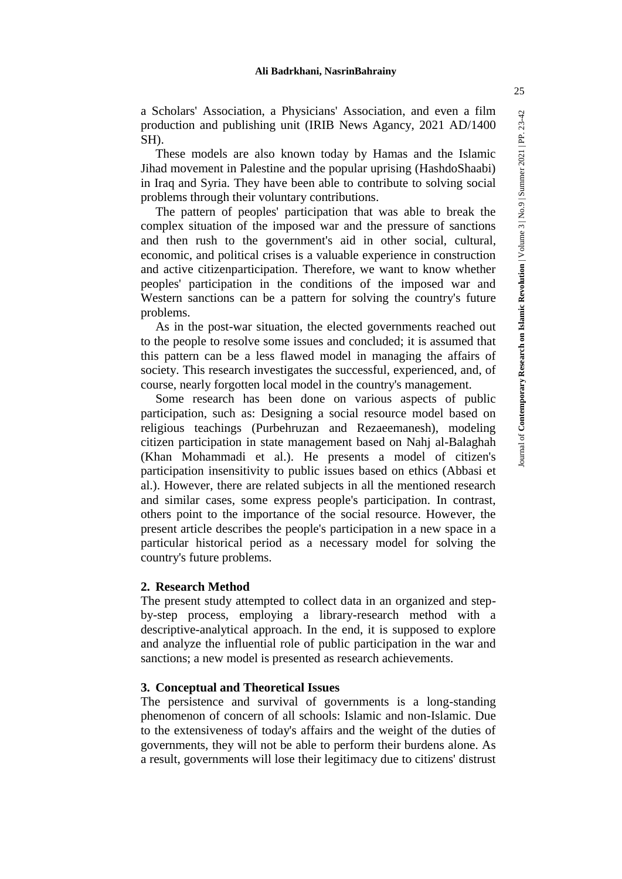a Scholars' Association, a Physicians' Association, and even a film production and publishing unit (IRIB News Agancy, 2021 AD/1400 SH).

These models are also known today by Hamas and the Islamic Jihad movement in Palestine and the popular uprising (HashdoShaabi) in Iraq and Syria. They have been able to contribute to solving social problems through their voluntary contributions.

The pattern of peoples' participation that was able to break the complex situation of the imposed war and the pressure of sanctions and then rush to the government's aid in other social, cultural, economic, and political crises is a valuable experience in construction and active citizenparticipation. Therefore, we want to know whether peoples' participation in the conditions of the imposed war and Western sanctions can be a pattern for solving the country's future problems.

As in the post-war situation, the elected governments reached out to the people to resolve some issues and concluded; it is assumed that this pattern can be a less flawed model in managing the affairs of society. This research investigates the successful, experienced, and, of course, nearly forgotten local model in the country's management.

Some research has been done on various aspects of public participation, such as: Designing a social resource model based on religious teachings (Purbehruzan and Rezaeemanesh), modeling citizen participation in state management based on Nahj al-Balaghah (Khan Mohammadi et al.). He presents a model of citizen's participation insensitivity to public issues based on ethics (Abbasi et al.). However, there are related subjects in all the mentioned research and similar cases, some express people's participation. In contrast, others point to the importance of the social resource. However, the present article describes the people's participation in a new space in a particular historical period as a necessary model for solving the country's future problems.

## 2. Research Method

The present study attempted to collect data in an organized and step-by-step process, employing a library-research method with a descriptive-analytical approach. In the end, it is supposed to explore and analyze the influential role of public participation in the war and sanctions; a new model is presented as research achievements.

## 3. Conceptual and Theoretical Issues

The persistence and survival of governments is a long-standing phenomenon of concern of all schools: Islamic and non-Islamic. Due to the extensiveness of today's affairs and the weight of the duties of governments, they will not be able to perform their burdens alone. As a result, governments will lose their legitimacy due to citizens' distrust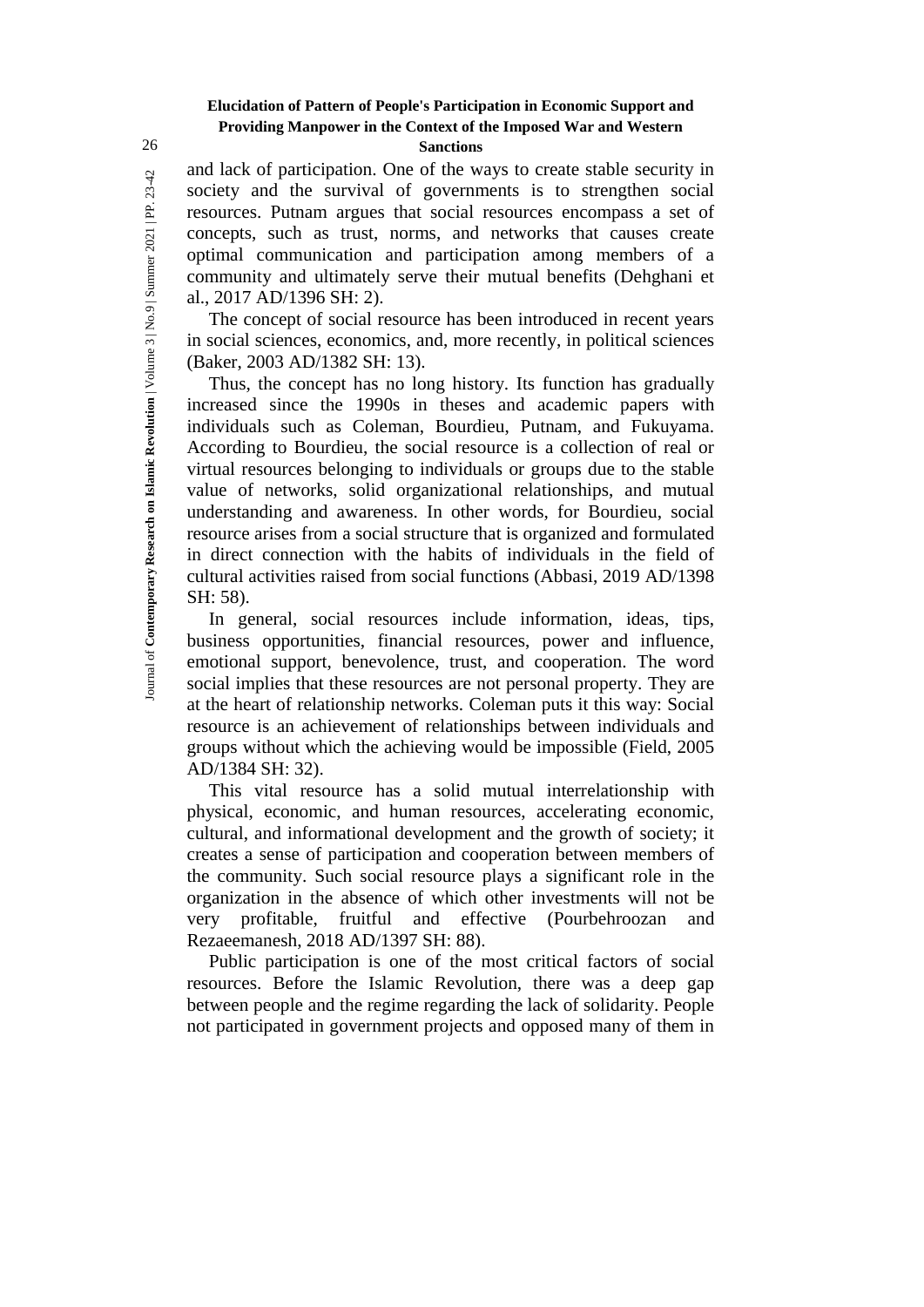and lack of participation. One of the ways to create stable security in society and the survival of governments is to strengthen social resources. Putnam argues that social resources encompass a set of concepts, such as trust, norms, and networks that causes create optimal communication and participation among members of a community and ultimately serve their mutual benefits (Dehghani et al., 2017 AD/1396 SH: 2).

The concept of social resource has been introduced in recent years in social sciences, economics, and, more recently, in political sciences (Baker, 2003 AD/1382 SH: 13).

Thus, the concept has no long history. Its function has gradually increased since the 1990s in theses and academic papers with individuals such as Coleman, Bourdieu, Putnam, and Fukuyama. According to Bourdieu, the social resource is a collection of real or virtual resources belonging to individuals or groups due to the stable value of networks, solid organizational relationships, and mutual understanding and awareness. In other words, for Bourdieu, social resource arises from a social structure that is organized and formulated in direct connection with the habits of individuals in the field of cultural activities raised from social functions (Abbasi, 2019 AD/1398 SH: 58).

In general, social resources include information, ideas, tips, business opportunities, financial resources, power and influence, emotional support, benevolence, trust, and cooperation. The word social implies that these resources are not personal property. They are at the heart of relationship networks. Coleman puts it this way: Social resource is an achievement of relationships between individuals and groups without which the achieving would be impossible (Field, 2005 AD/1384 SH: 32).

This vital resource has a solid mutual interrelationship with physical, economic, and human resources, accelerating economic, cultural, and informational development and the growth of society; it creates a sense of participation and cooperation between members of the community. Such social resource plays a significant role in the organization in the absence of which other investments will not be very profitable, fruitful and effective (Pourbehroozan and Rezaeemanesh, 2018 AD/1397 SH: 88).

Public participation is one of the most critical factors of social resources. Before the Islamic Revolution, there was a deep gap between people and the regime regarding the lack of solidarity. People not participated in government projects and opposed many of them in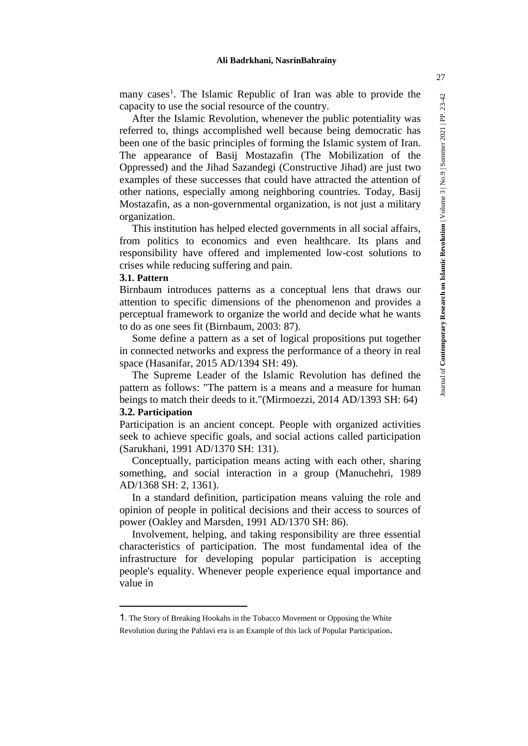many cases[1]. The Islamic Republic of Iran was able to provide the capacity to use the social resource of the country.

After the Islamic Revolution, whenever the public potentiality was referred to, things accomplished well because being democratic has been one of the basic principles of forming the Islamic system of Iran. The appearance of Basij Mostazafin (The Mobilization of the Oppressed) and the Jihad Sazandegi (Constructive Jihad) are just two examples of these successes that could have attracted the attention of other nations, especially among neighboring countries. Today, Basij Mostazafin, as a non-governmental organization, is not just a military organization.

This institution has helped elected governments in all social affairs, from politics to economics and even healthcare. Its plans and responsibility have offered and implemented low-cost solutions to crises while reducing suffering and pain.

### 3.1. Pattern

Birnbaum introduces patterns as a conceptual lens that draws our attention to specific dimensions of the phenomenon and provides a perceptual framework to organize the world and decide what he wants to do as one sees fit (Birnbaum, 2003: 87).

Some define a pattern as a set of logical propositions put together in connected networks and express the performance of a theory in real space (Hasanifar, 2015 AD/1394 SH: 49).

The Supreme Leader of the Islamic Revolution has defined the pattern as follows: "The pattern is a means and a measure for human beings to match their deeds to it."(Mirmoezzi, 2014 AD/1393 SH: 64)

### 3.2. Participation

Participation is an ancient concept. People with organized activities seek to achieve specific goals, and social actions called participation (Sarukhani, 1991 AD/1370 SH: 131).

Conceptually, participation means acting with each other, sharing something, and social interaction in a group (Manuchehri, 1989 AD/1368 SH: 2, 1361).

In a standard definition, participation means valuing the role and opinion of people in political decisions and their access to sources of power (Oakley and Marsden, 1991 AD/1370 SH: 86).

Involvement, helping, and taking responsibility are three essential characteristics of participation. The most fundamental idea of the infrastructure for developing popular participation is accepting people's equality. Whenever people experience equal importance and value in

---

1. The Story of Breaking Hookahs in the Tobacco Movement or Opposing the White Revolution during the Pahlavi era is an Example of this lack of Popular Participation.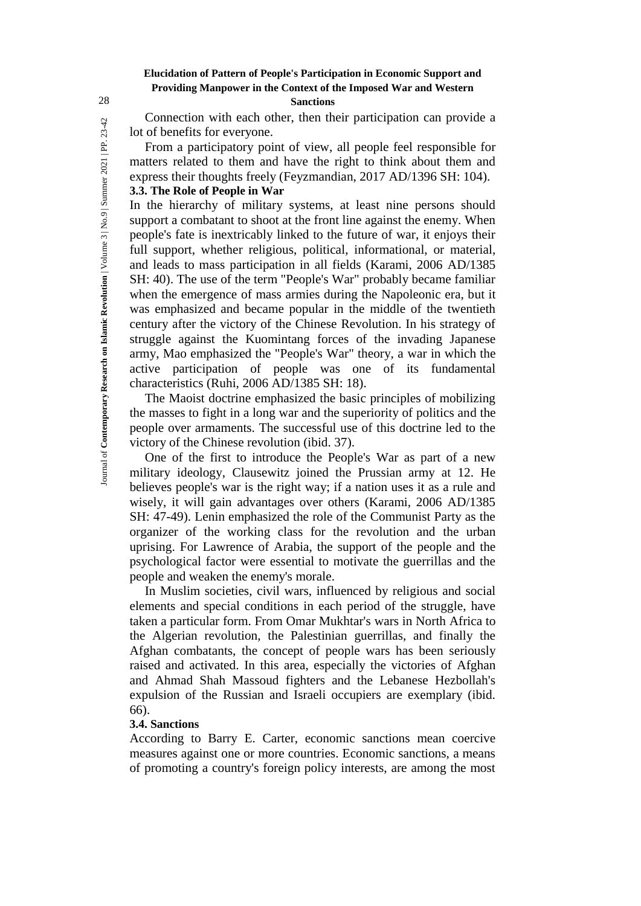Connection with each other, then their participation can provide a lot of benefits for everyone.

From a participatory point of view, all people feel responsible for matters related to them and have the right to think about them and express their thoughts freely (Feyzmandian, 2017 AD/1396 SH: 104).

### 3.3. The Role of People in War

In the hierarchy of military systems, at least nine persons should support a combatant to shoot at the front line against the enemy. When people's fate is inextricably linked to the future of war, it enjoys their full support, whether religious, political, informational, or material, and leads to mass participation in all fields (Karami, 2006 AD/1385 SH: 40). The use of the term "People's War" probably became familiar when the emergence of mass armies during the Napoleonic era, but it was emphasized and became popular in the middle of the twentieth century after the victory of the Chinese Revolution. In his strategy of struggle against the Kuomintang forces of the invading Japanese army, Mao emphasized the "People's War" theory, a war in which the active participation of people was one of its fundamental characteristics (Ruhi, 2006 AD/1385 SH: 18).

The Maoist doctrine emphasized the basic principles of mobilizing the masses to fight in a long war and the superiority of politics and the people over armaments. The successful use of this doctrine led to the victory of the Chinese revolution (ibid. 37).

One of the first to introduce the People's War as part of a new military ideology, Clausewitz joined the Prussian army at 12. He believes people's war is the right way; if a nation uses it as a rule and wisely, it will gain advantages over others (Karami, 2006 AD/1385 SH: 47-49). Lenin emphasized the role of the Communist Party as the organizer of the working class for the revolution and the urban uprising. For Lawrence of Arabia, the support of the people and the psychological factor were essential to motivate the guerrillas and the people and weaken the enemy's morale.

In Muslim societies, civil wars, influenced by religious and social elements and special conditions in each period of the struggle, have taken a particular form. From Omar Mukhtar's wars in North Africa to the Algerian revolution, the Palestinian guerrillas, and finally the Afghan combatants, the concept of people wars has been seriously raised and activated. In this area, especially the victories of Afghan and Ahmad Shah Massoud fighters and the Lebanese Hezbollah's expulsion of the Russian and Israeli occupiers are exemplary (ibid. 66).

### 3.4. Sanctions

According to Barry E. Carter, economic sanctions mean coercive measures against one or more countries. Economic sanctions, a means of promoting a country's foreign policy interests, are among the most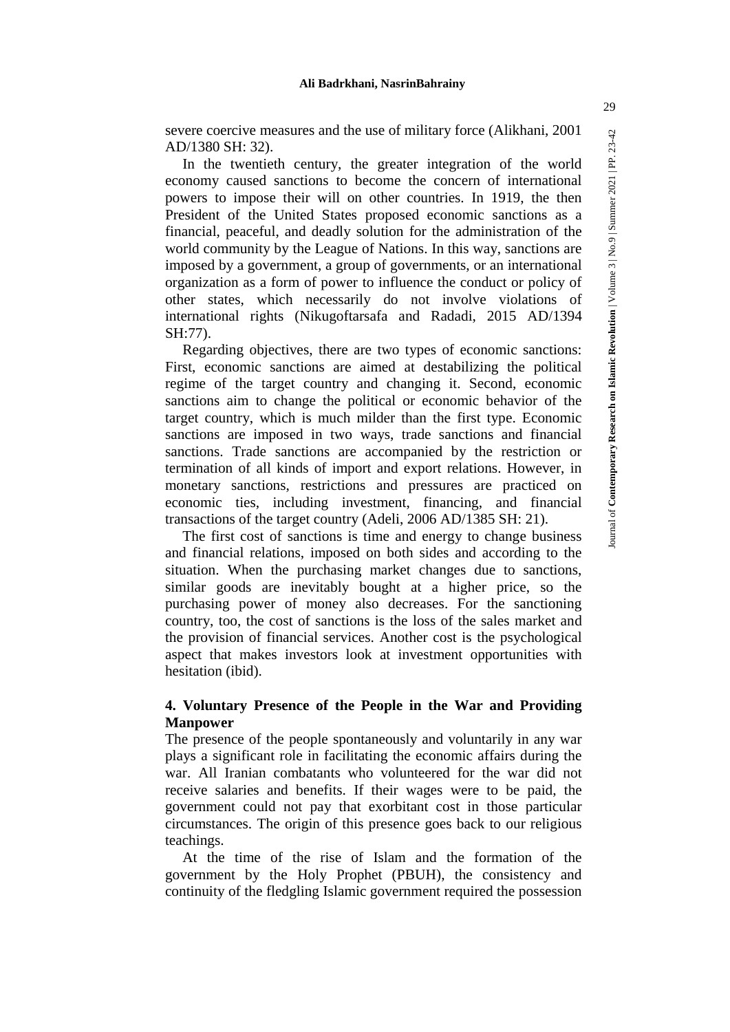severe coercive measures and the use of military force (Alikhani, 2001 AD/1380 SH: 32).

In the twentieth century, the greater integration of the world economy caused sanctions to become the concern of international powers to impose their will on other countries. In 1919, the then President of the United States proposed economic sanctions as a financial, peaceful, and deadly solution for the administration of the world community by the League of Nations. In this way, sanctions are imposed by a government, a group of governments, or an international organization as a form of power to influence the conduct or policy of other states, which necessarily do not involve violations of international rights (Nikugoftarsafa and Radadi, 2015 AD/1394 SH:77).

Regarding objectives, there are two types of economic sanctions: First, economic sanctions are aimed at destabilizing the political regime of the target country and changing it. Second, economic sanctions aim to change the political or economic behavior of the target country, which is much milder than the first type. Economic sanctions are imposed in two ways, trade sanctions and financial sanctions. Trade sanctions are accompanied by the restriction or termination of all kinds of import and export relations. However, in monetary sanctions, restrictions and pressures are practiced on economic ties, including investment, financing, and financial transactions of the target country (Adeli, 2006 AD/1385 SH: 21).

The first cost of sanctions is time and energy to change business and financial relations, imposed on both sides and according to the situation. When the purchasing market changes due to sanctions, similar goods are inevitably bought at a higher price, so the purchasing power of money also decreases. For the sanctioning country, too, the cost of sanctions is the loss of the sales market and the provision of financial services. Another cost is the psychological aspect that makes investors look at investment opportunities with hesitation (ibid).

## 4. Voluntary Presence of the People in the War and Providing Manpower

The presence of the people spontaneously and voluntarily in any war plays a significant role in facilitating the economic affairs during the war. All Iranian combatants who volunteered for the war did not receive salaries and benefits. If their wages were to be paid, the government could not pay that exorbitant cost in those particular circumstances. The origin of this presence goes back to our religious teachings.

At the time of the rise of Islam and the formation of the government by the Holy Prophet (PBUH), the consistency and continuity of the fledgling Islamic government required the possession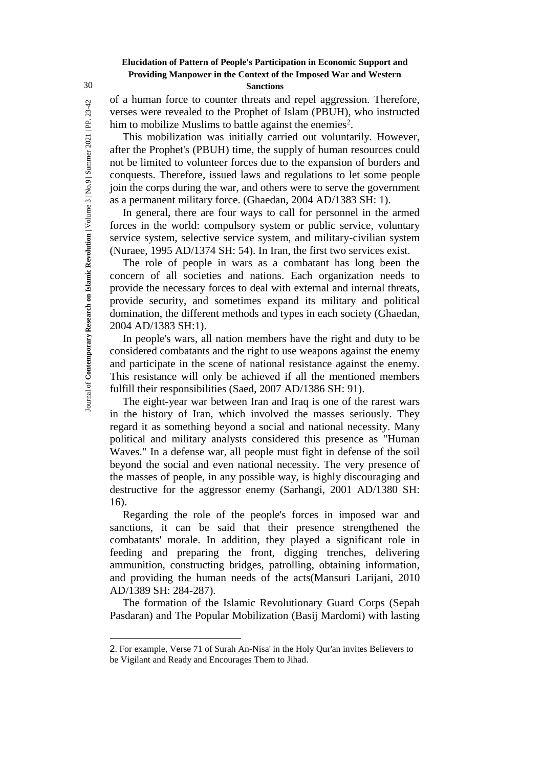of a human force to counter threats and repel aggression. Therefore, verses were revealed to the Prophet of Islam (PBUH), who instructed him to mobilize Muslims to battle against the enemies[2].

This mobilization was initially carried out voluntarily. However, after the Prophet's (PBUH) time, the supply of human resources could not be limited to volunteer forces due to the expansion of borders and conquests. Therefore, issued laws and regulations to let some people join the corps during the war, and others were to serve the government as a permanent military force. (Ghaedan, 2004 AD/1383 SH: 1).

In general, there are four ways to call for personnel in the armed forces in the world: compulsory system or public service, voluntary service system, selective service system, and military-civilian system (Nuraee, 1995 AD/1374 SH: 54). In Iran, the first two services exist.

The role of people in wars as a combatant has long been the concern of all societies and nations. Each organization needs to provide the necessary forces to deal with external and internal threats, provide security, and sometimes expand its military and political domination, the different methods and types in each society (Ghaedan, 2004 AD/1383 SH:1).

In people's wars, all nation members have the right and duty to be considered combatants and the right to use weapons against the enemy and participate in the scene of national resistance against the enemy. This resistance will only be achieved if all the mentioned members fulfill their responsibilities (Saed, 2007 AD/1386 SH: 91).

The eight-year war between Iran and Iraq is one of the rarest wars in the history of Iran, which involved the masses seriously. They regard it as something beyond a social and national necessity. Many political and military analysts considered this presence as "Human Waves." In a defense war, all people must fight in defense of the soil beyond the social and even national necessity. The very presence of the masses of people, in any possible way, is highly discouraging and destructive for the aggressor enemy (Sarhangi, 2001 AD/1380 SH: 16).

Regarding the role of the people's forces in imposed war and sanctions, it can be said that their presence strengthened the combatants' morale. In addition, they played a significant role in feeding and preparing the front, digging trenches, delivering ammunition, constructing bridges, patrolling, obtaining information, and providing the human needs of the acts(Mansuri Larijani, 2010 AD/1389 SH: 284-287).

The formation of the Islamic Revolutionary Guard Corps (Sepah Pasdaran) and The Popular Mobilization (Basij Mardomi) with lasting

---

2. For example, Verse 71 of Surah An-Nisa' in the Holy Qur'an invites Believers to be Vigilant and Ready and Encourages Them to Jihad.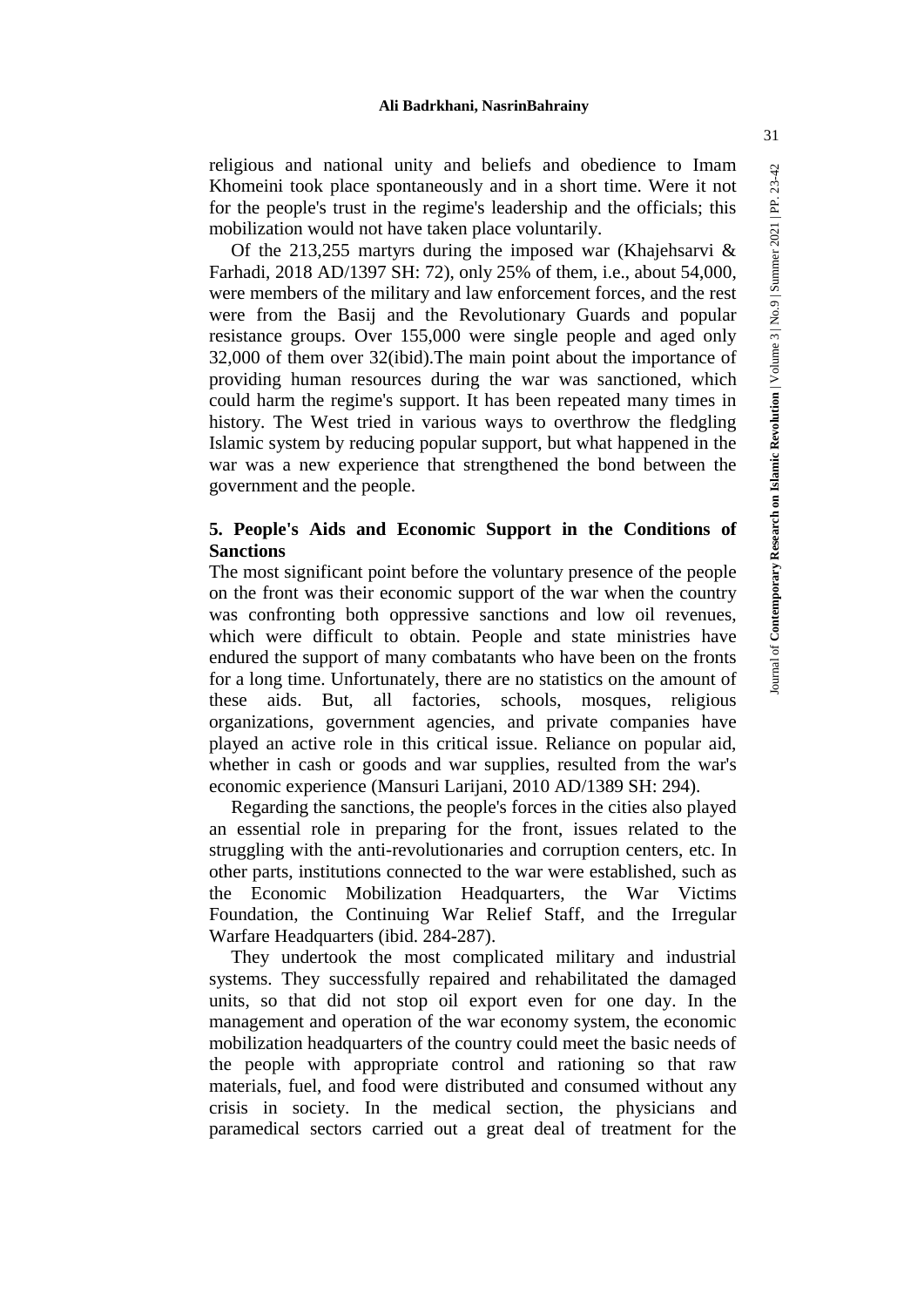religious and national unity and beliefs and obedience to Imam Khomeini took place spontaneously and in a short time. Were it not for the people's trust in the regime's leadership and the officials; this mobilization would not have taken place voluntarily.

Of the 213,255 martyrs during the imposed war (Khajehsarvi & Farhadi, 2018 AD/1397 SH: 72), only 25% of them, i.e., about 54,000, were members of the military and law enforcement forces, and the rest were from the Basij and the Revolutionary Guards and popular resistance groups. Over 155,000 were single people and aged only 32,000 of them over 32(ibid).The main point about the importance of providing human resources during the war was sanctioned, which could harm the regime's support. It has been repeated many times in history. The West tried in various ways to overthrow the fledgling Islamic system by reducing popular support, but what happened in the war was a new experience that strengthened the bond between the government and the people.

## 5. People's Aids and Economic Support in the Conditions of Sanctions

The most significant point before the voluntary presence of the people on the front was their economic support of the war when the country was confronting both oppressive sanctions and low oil revenues, which were difficult to obtain. People and state ministries have endured the support of many combatants who have been on the fronts for a long time. Unfortunately, there are no statistics on the amount of these aids. But, all factories, schools, mosques, religious organizations, government agencies, and private companies have played an active role in this critical issue. Reliance on popular aid, whether in cash or goods and war supplies, resulted from the war's economic experience (Mansuri Larijani, 2010 AD/1389 SH: 294).

Regarding the sanctions, the people's forces in the cities also played an essential role in preparing for the front, issues related to the struggling with the anti-revolutionaries and corruption centers, etc. In other parts, institutions connected to the war were established, such as the Economic Mobilization Headquarters, the War Victims Foundation, the Continuing War Relief Staff, and the Irregular Warfare Headquarters (ibid. 284-287).

They undertook the most complicated military and industrial systems. They successfully repaired and rehabilitated the damaged units, so that did not stop oil export even for one day. In the management and operation of the war economy system, the economic mobilization headquarters of the country could meet the basic needs of the people with appropriate control and rationing so that raw materials, fuel, and food were distributed and consumed without any crisis in society. In the medical section, the physicians and paramedical sectors carried out a great deal of treatment for the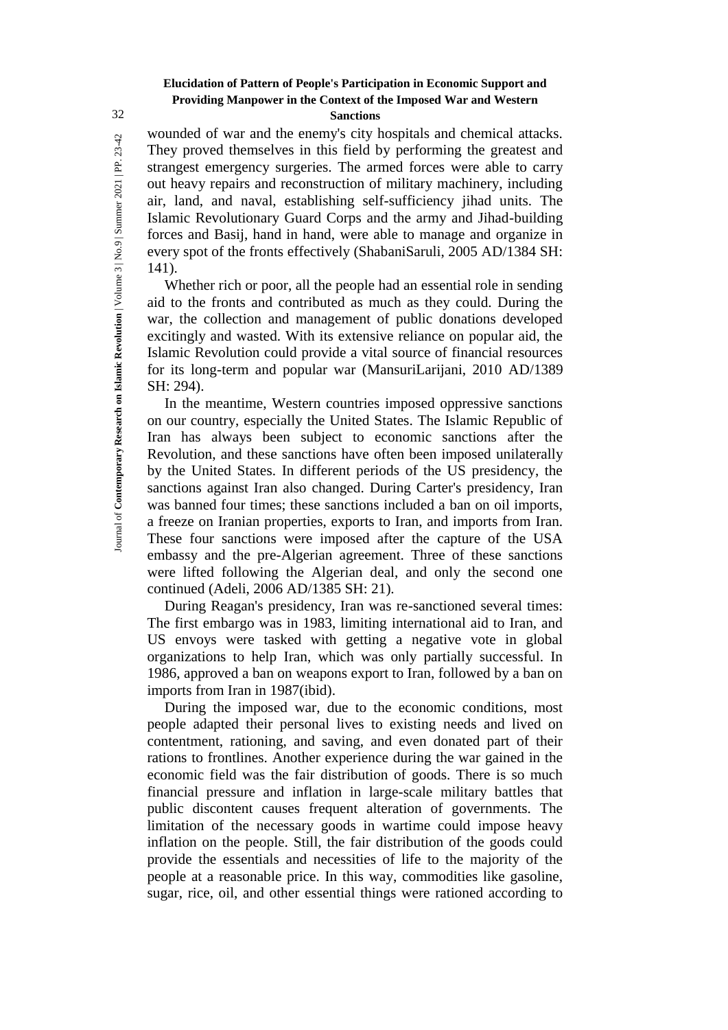wounded of war and the enemy's city hospitals and chemical attacks. They proved themselves in this field by performing the greatest and strangest emergency surgeries. The armed forces were able to carry out heavy repairs and reconstruction of military machinery, including air, land, and naval, establishing self-sufficiency jihad units. The Islamic Revolutionary Guard Corps and the army and Jihad-building forces and Basij, hand in hand, were able to manage and organize in every spot of the fronts effectively (ShabaniSaruli, 2005 AD/1384 SH: 141).

Whether rich or poor, all the people had an essential role in sending aid to the fronts and contributed as much as they could. During the war, the collection and management of public donations developed excitingly and wasted. With its extensive reliance on popular aid, the Islamic Revolution could provide a vital source of financial resources for its long-term and popular war (MansuriLarijani, 2010 AD/1389 SH: 294).

In the meantime, Western countries imposed oppressive sanctions on our country, especially the United States. The Islamic Republic of Iran has always been subject to economic sanctions after the Revolution, and these sanctions have often been imposed unilaterally by the United States. In different periods of the US presidency, the sanctions against Iran also changed. During Carter's presidency, Iran was banned four times; these sanctions included a ban on oil imports, a freeze on Iranian properties, exports to Iran, and imports from Iran. These four sanctions were imposed after the capture of the USA embassy and the pre-Algerian agreement. Three of these sanctions were lifted following the Algerian deal, and only the second one continued (Adeli, 2006 AD/1385 SH: 21).

During Reagan's presidency, Iran was re-sanctioned several times: The first embargo was in 1983, limiting international aid to Iran, and US envoys were tasked with getting a negative vote in global organizations to help Iran, which was only partially successful. In 1986, approved a ban on weapons export to Iran, followed by a ban on imports from Iran in 1987(ibid).

During the imposed war, due to the economic conditions, most people adapted their personal lives to existing needs and lived on contentment, rationing, and saving, and even donated part of their rations to frontlines. Another experience during the war gained in the economic field was the fair distribution of goods. There is so much financial pressure and inflation in large-scale military battles that public discontent causes frequent alteration of governments. The limitation of the necessary goods in wartime could impose heavy inflation on the people. Still, the fair distribution of the goods could provide the essentials and necessities of life to the majority of the people at a reasonable price. In this way, commodities like gasoline, sugar, rice, oil, and other essential things were rationed according to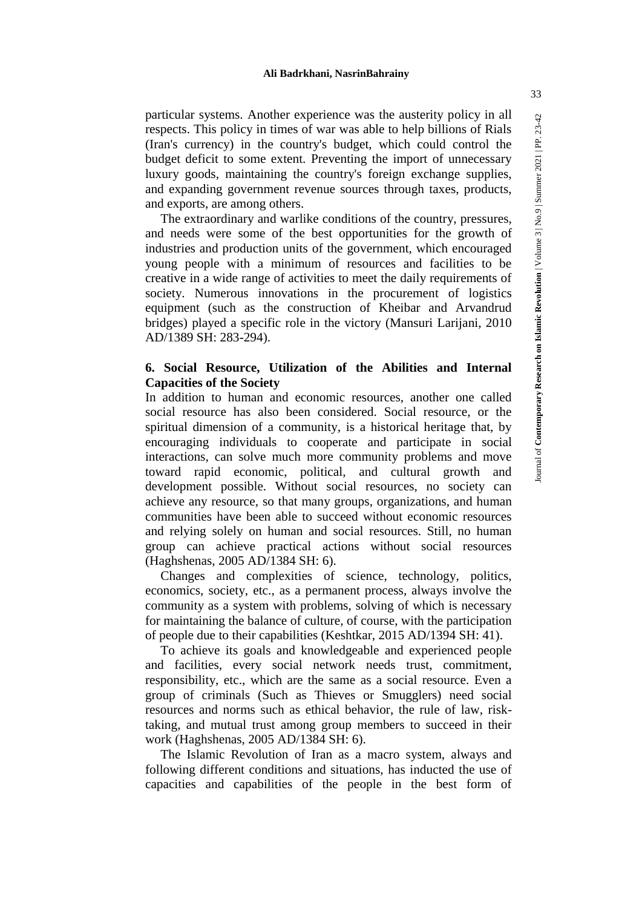particular systems. Another experience was the austerity policy in all respects. This policy in times of war was able to help billions of Rials (Iran's currency) in the country's budget, which could control the budget deficit to some extent. Preventing the import of unnecessary luxury goods, maintaining the country's foreign exchange supplies, and expanding government revenue sources through taxes, products, and exports, are among others.

The extraordinary and warlike conditions of the country, pressures, and needs were some of the best opportunities for the growth of industries and production units of the government, which encouraged young people with a minimum of resources and facilities to be creative in a wide range of activities to meet the daily requirements of society. Numerous innovations in the procurement of logistics equipment (such as the construction of Kheibar and Arvandrud bridges) played a specific role in the victory (Mansuri Larijani, 2010 AD/1389 SH: 283-294).

## 6. Social Resource, Utilization of the Abilities and Internal Capacities of the Society

In addition to human and economic resources, another one called social resource has also been considered. Social resource, or the spiritual dimension of a community, is a historical heritage that, by encouraging individuals to cooperate and participate in social interactions, can solve much more community problems and move toward rapid economic, political, and cultural growth and development possible. Without social resources, no society can achieve any resource, so that many groups, organizations, and human communities have been able to succeed without economic resources and relying solely on human and social resources. Still, no human group can achieve practical actions without social resources (Haghshenas, 2005 AD/1384 SH: 6).

Changes and complexities of science, technology, politics, economics, society, etc., as a permanent process, always involve the community as a system with problems, solving of which is necessary for maintaining the balance of culture, of course, with the participation of people due to their capabilities (Keshtkar, 2015 AD/1394 SH: 41).

To achieve its goals and knowledgeable and experienced people and facilities, every social network needs trust, commitment, responsibility, etc., which are the same as a social resource. Even a group of criminals (Such as Thieves or Smugglers) need social resources and norms such as ethical behavior, the rule of law, risk-taking, and mutual trust among group members to succeed in their work (Haghshenas, 2005 AD/1384 SH: 6).

The Islamic Revolution of Iran as a macro system, always and following different conditions and situations, has inducted the use of capacities and capabilities of the people in the best form of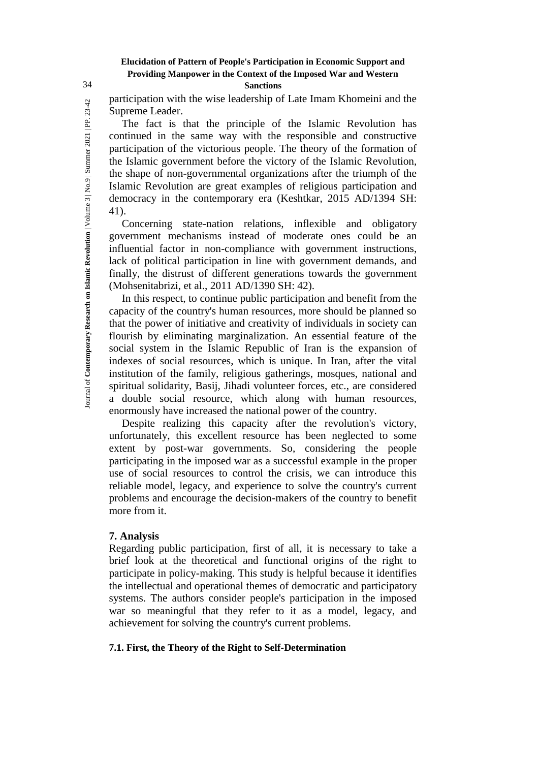participation with the wise leadership of Late Imam Khomeini and the Supreme Leader.

The fact is that the principle of the Islamic Revolution has continued in the same way with the responsible and constructive participation of the victorious people. The theory of the formation of the Islamic government before the victory of the Islamic Revolution, the shape of non-governmental organizations after the triumph of the Islamic Revolution are great examples of religious participation and democracy in the contemporary era (Keshtkar, 2015 AD/1394 SH: 41).

Concerning state-nation relations, inflexible and obligatory government mechanisms instead of moderate ones could be an influential factor in non-compliance with government instructions, lack of political participation in line with government demands, and finally, the distrust of different generations towards the government (Mohsenitabrizi, et al., 2011 AD/1390 SH: 42).

In this respect, to continue public participation and benefit from the capacity of the country's human resources, more should be planned so that the power of initiative and creativity of individuals in society can flourish by eliminating marginalization. An essential feature of the social system in the Islamic Republic of Iran is the expansion of indexes of social resources, which is unique. In Iran, after the vital institution of the family, religious gatherings, mosques, national and spiritual solidarity, Basij, Jihadi volunteer forces, etc., are considered a double social resource, which along with human resources, enormously have increased the national power of the country.

Despite realizing this capacity after the revolution's victory, unfortunately, this excellent resource has been neglected to some extent by post-war governments. So, considering the people participating in the imposed war as a successful example in the proper use of social resources to control the crisis, we can introduce this reliable model, legacy, and experience to solve the country's current problems and encourage the decision-makers of the country to benefit more from it.

## 7. Analysis

Regarding public participation, first of all, it is necessary to take a brief look at the theoretical and functional origins of the right to participate in policy-making. This study is helpful because it identifies the intellectual and operational themes of democratic and participatory systems. The authors consider people's participation in the imposed war so meaningful that they refer to it as a model, legacy, and achievement for solving the country's current problems.

### 7.1. First, the Theory of the Right to Self-Determination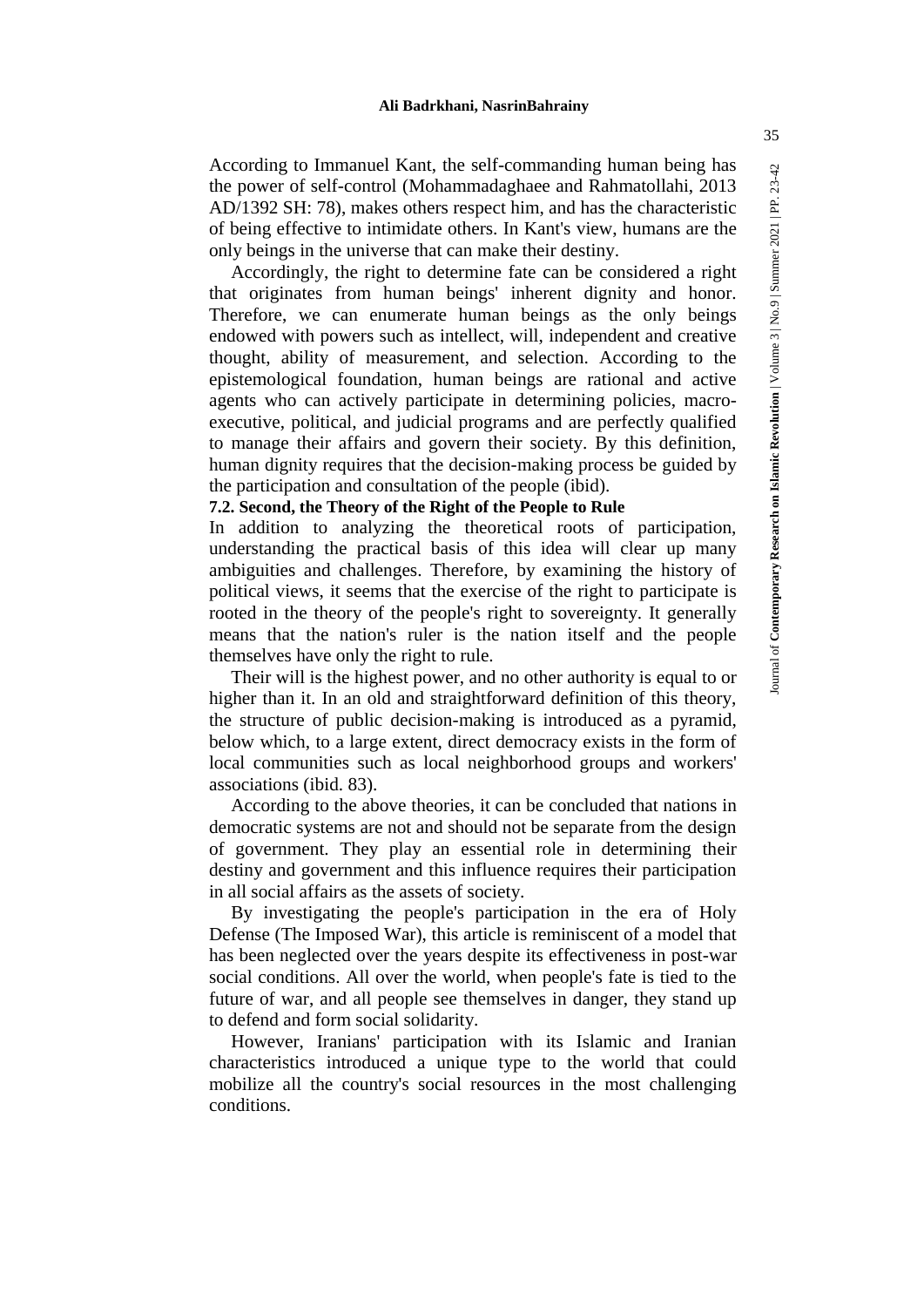According to Immanuel Kant, the self-commanding human being has the power of self-control (Mohammadaghaee and Rahmatollahi, 2013 AD/1392 SH: 78), makes others respect him, and has the characteristic of being effective to intimidate others. In Kant's view, humans are the only beings in the universe that can make their destiny.

Accordingly, the right to determine fate can be considered a right that originates from human beings' inherent dignity and honor. Therefore, we can enumerate human beings as the only beings endowed with powers such as intellect, will, independent and creative thought, ability of measurement, and selection. According to the epistemological foundation, human beings are rational and active agents who can actively participate in determining policies, macro-executive, political, and judicial programs and are perfectly qualified to manage their affairs and govern their society. By this definition, human dignity requires that the decision-making process be guided by the participation and consultation of the people (ibid).

### 7.2. Second, the Theory of the Right of the People to Rule

In addition to analyzing the theoretical roots of participation, understanding the practical basis of this idea will clear up many ambiguities and challenges. Therefore, by examining the history of political views, it seems that the exercise of the right to participate is rooted in the theory of the people's right to sovereignty. It generally means that the nation's ruler is the nation itself and the people themselves have only the right to rule.

Their will is the highest power, and no other authority is equal to or higher than it. In an old and straightforward definition of this theory, the structure of public decision-making is introduced as a pyramid, below which, to a large extent, direct democracy exists in the form of local communities such as local neighborhood groups and workers' associations (ibid. 83).

According to the above theories, it can be concluded that nations in democratic systems are not and should not be separate from the design of government. They play an essential role in determining their destiny and government and this influence requires their participation in all social affairs as the assets of society.

By investigating the people's participation in the era of Holy Defense (The Imposed War), this article is reminiscent of a model that has been neglected over the years despite its effectiveness in post-war social conditions. All over the world, when people's fate is tied to the future of war, and all people see themselves in danger, they stand up to defend and form social solidarity.

However, Iranians' participation with its Islamic and Iranian characteristics introduced a unique type to the world that could mobilize all the country's social resources in the most challenging conditions.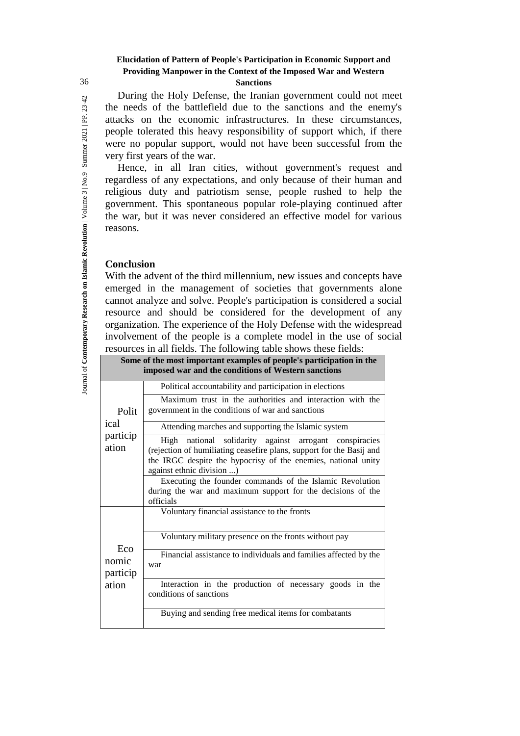During the Holy Defense, the Iranian government could not meet the needs of the battlefield due to the sanctions and the enemy's attacks on the economic infrastructures. In these circumstances, people tolerated this heavy responsibility of support which, if there were no popular support, would not have been successful from the very first years of the war.

Hence, in all Iran cities, without government's request and regardless of any expectations, and only because of their human and religious duty and patriotism sense, people rushed to help the government. This spontaneous popular role-playing continued after the war, but it was never considered an effective model for various reasons.

## Conclusion

With the advent of the third millennium, new issues and concepts have emerged in the management of societies that governments alone cannot analyze and solve. People's participation is considered a social resource and should be considered for the development of any organization. The experience of the Holy Defense with the widespread involvement of the people is a complete model in the use of social resources in all fields. The following table shows these fields:

| **Some of the most important examples of people's participation in the imposed war and the conditions of Western sanctions** | |
|---|---|
| Political participation | Political accountability and participation in elections |
| | Maximum trust in the authorities and interaction with the government in the conditions of war and sanctions |
| | Attending marches and supporting the Islamic system |
| | High national solidarity against arrogant conspiracies (rejection of humiliating ceasefire plans, support for the Basij and the IRGC despite the hypocrisy of the enemies, national unity against ethnic division ...) |
| | Executing the founder commands of the Islamic Revolution during the war and maximum support for the decisions of the officials |
| Economic participation | Voluntary financial assistance to the fronts |
| | Voluntary military presence on the fronts without pay |
| | Financial assistance to individuals and families affected by the war |
| | Interaction in the production of necessary goods in the conditions of sanctions |
| | Buying and sending free medical items for combatants |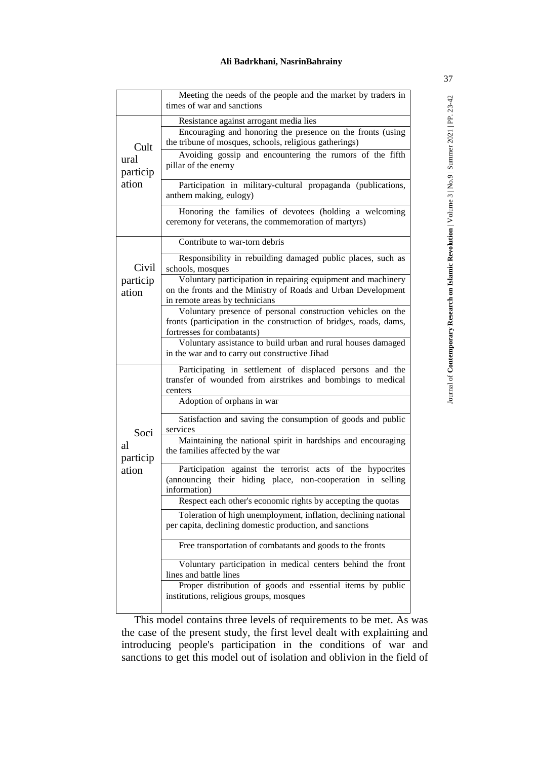| | |
|---|---|
| | Meeting the needs of the people and the market by traders in times of war and sanctions |
| Cultural participation | Resistance against arrogant media lies |
| | Encouraging and honoring the presence on the fronts (using the tribune of mosques, schools, religious gatherings) |
| | Avoiding gossip and encountering the rumors of the fifth pillar of the enemy |
| | Participation in military-cultural propaganda (publications, anthem making, eulogy) |
| | Honoring the families of devotees (holding a welcoming ceremony for veterans, the commemoration of martyrs) |
| Civil participation | Contribute to war-torn debris |
| | Responsibility in rebuilding damaged public places, such as schools, mosques |
| | Voluntary participation in repairing equipment and machinery on the fronts and the Ministry of Roads and Urban Development in remote areas by technicians |
| | Voluntary presence of personal construction vehicles on the fronts (participation in the construction of bridges, roads, dams, fortresses for combatants) |
| | Voluntary assistance to build urban and rural houses damaged in the war and to carry out constructive Jihad |
| Social participation | Participating in settlement of displaced persons and the transfer of wounded from airstrikes and bombings to medical centers |
| | Adoption of orphans in war |
| | Satisfaction and saving the consumption of goods and public services |
| | Maintaining the national spirit in hardships and encouraging the families affected by the war |
| | Participation against the terrorist acts of the hypocrites (announcing their hiding place, non-cooperation in selling information) |
| | Respect each other's economic rights by accepting the quotas |
| | Toleration of high unemployment, inflation, declining national per capita, declining domestic production, and sanctions |
| | Free transportation of combatants and goods to the fronts |
| | Voluntary participation in medical centers behind the front lines and battle lines |
| | Proper distribution of goods and essential items by public institutions, religious groups, mosques |

This model contains three levels of requirements to be met. As was the case of the present study, the first level dealt with explaining and introducing people's participation in the conditions of war and sanctions to get this model out of isolation and oblivion in the field of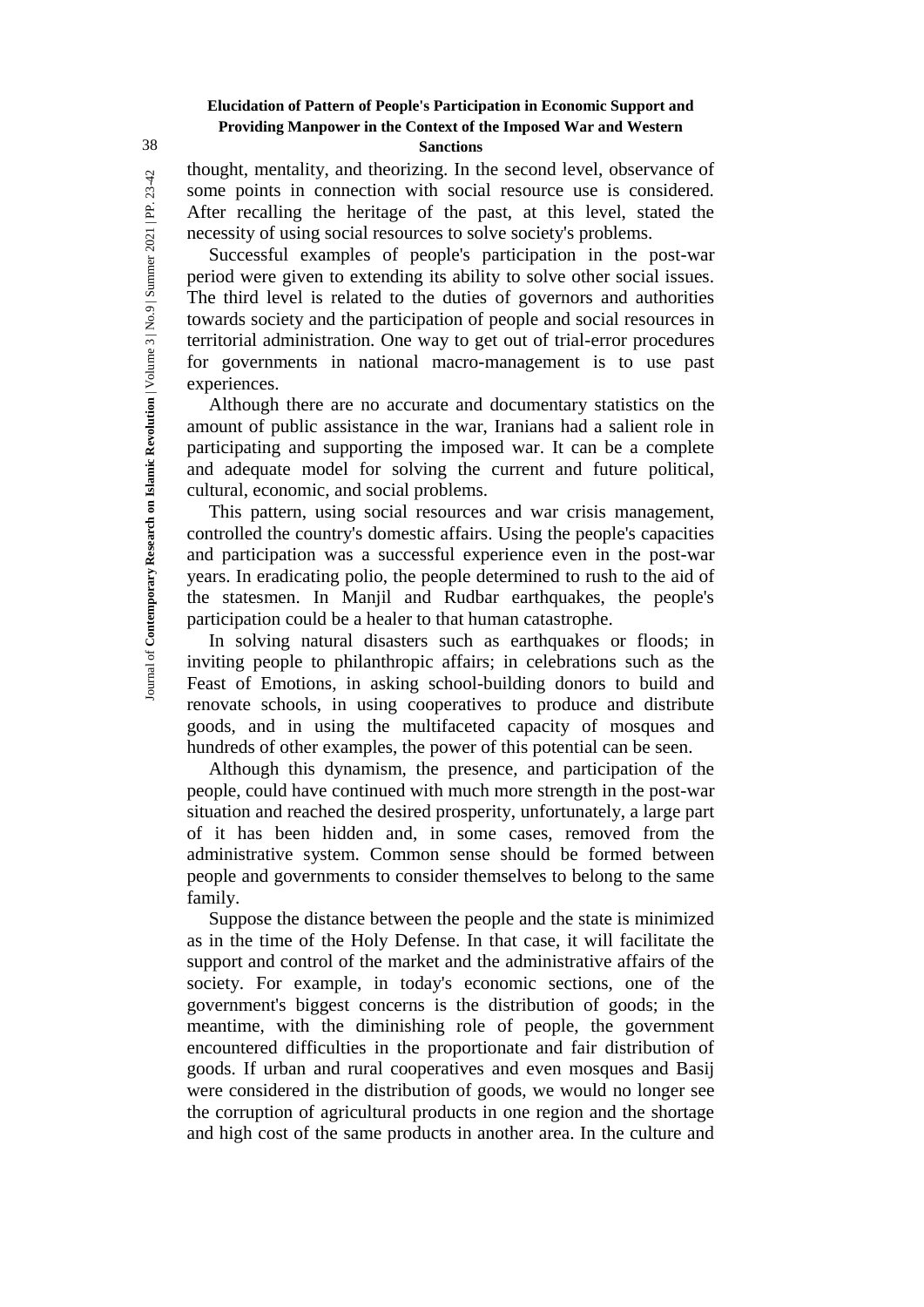thought, mentality, and theorizing. In the second level, observance of some points in connection with social resource use is considered. After recalling the heritage of the past, at this level, stated the necessity of using social resources to solve society's problems.

Successful examples of people's participation in the post-war period were given to extending its ability to solve other social issues. The third level is related to the duties of governors and authorities towards society and the participation of people and social resources in territorial administration. One way to get out of trial-error procedures for governments in national macro-management is to use past experiences.

Although there are no accurate and documentary statistics on the amount of public assistance in the war, Iranians had a salient role in participating and supporting the imposed war. It can be a complete and adequate model for solving the current and future political, cultural, economic, and social problems.

This pattern, using social resources and war crisis management, controlled the country's domestic affairs. Using the people's capacities and participation was a successful experience even in the post-war years. In eradicating polio, the people determined to rush to the aid of the statesmen. In Manjil and Rudbar earthquakes, the people's participation could be a healer to that human catastrophe.

In solving natural disasters such as earthquakes or floods; in inviting people to philanthropic affairs; in celebrations such as the Feast of Emotions, in asking school-building donors to build and renovate schools, in using cooperatives to produce and distribute goods, and in using the multifaceted capacity of mosques and hundreds of other examples, the power of this potential can be seen.

Although this dynamism, the presence, and participation of the people, could have continued with much more strength in the post-war situation and reached the desired prosperity, unfortunately, a large part of it has been hidden and, in some cases, removed from the administrative system. Common sense should be formed between people and governments to consider themselves to belong to the same family.

Suppose the distance between the people and the state is minimized as in the time of the Holy Defense. In that case, it will facilitate the support and control of the market and the administrative affairs of the society. For example, in today's economic sections, one of the government's biggest concerns is the distribution of goods; in the meantime, with the diminishing role of people, the government encountered difficulties in the proportionate and fair distribution of goods. If urban and rural cooperatives and even mosques and Basij were considered in the distribution of goods, we would no longer see the corruption of agricultural products in one region and the shortage and high cost of the same products in another area. In the culture and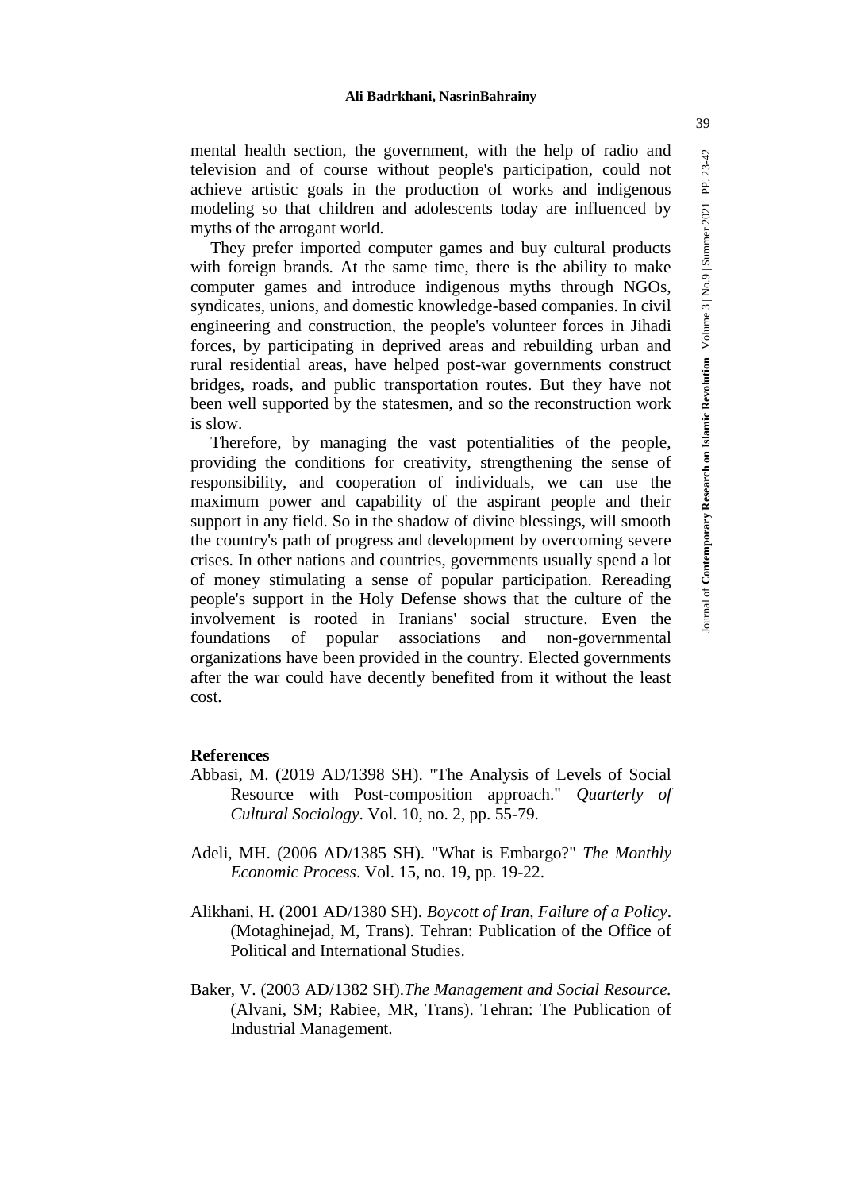mental health section, the government, with the help of radio and television and of course without people's participation, could not achieve artistic goals in the production of works and indigenous modeling so that children and adolescents today are influenced by myths of the arrogant world.

They prefer imported computer games and buy cultural products with foreign brands. At the same time, there is the ability to make computer games and introduce indigenous myths through NGOs, syndicates, unions, and domestic knowledge-based companies. In civil engineering and construction, the people's volunteer forces in Jihadi forces, by participating in deprived areas and rebuilding urban and rural residential areas, have helped post-war governments construct bridges, roads, and public transportation routes. But they have not been well supported by the statesmen, and so the reconstruction work is slow.

Therefore, by managing the vast potentialities of the people, providing the conditions for creativity, strengthening the sense of responsibility, and cooperation of individuals, we can use the maximum power and capability of the aspirant people and their support in any field. So in the shadow of divine blessings, will smooth the country's path of progress and development by overcoming severe crises. In other nations and countries, governments usually spend a lot of money stimulating a sense of popular participation. Rereading people's support in the Holy Defense shows that the culture of the involvement is rooted in Iranians' social structure. Even the foundations of popular associations and non-governmental organizations have been provided in the country. Elected governments after the war could have decently benefited from it without the least cost.

## References

Abbasi, M. (2019 AD/1398 SH). "The Analysis of Levels of Social Resource with Post-composition approach." *Quarterly of Cultural Sociology*. Vol. 10, no. 2, pp. 55-79.

Adeli, MH. (2006 AD/1385 SH). "What is Embargo?" *The Monthly Economic Process*. Vol. 15, no. 19, pp. 19-22.

Alikhani, H. (2001 AD/1380 SH). *Boycott of Iran, Failure of a Policy*. (Motaghinejad, M, Trans). Tehran: Publication of the Office of Political and International Studies.

Baker, V. (2003 AD/1382 SH).*The Management and Social Resource.* (Alvani, SM; Rabiee, MR, Trans). Tehran: The Publication of Industrial Management.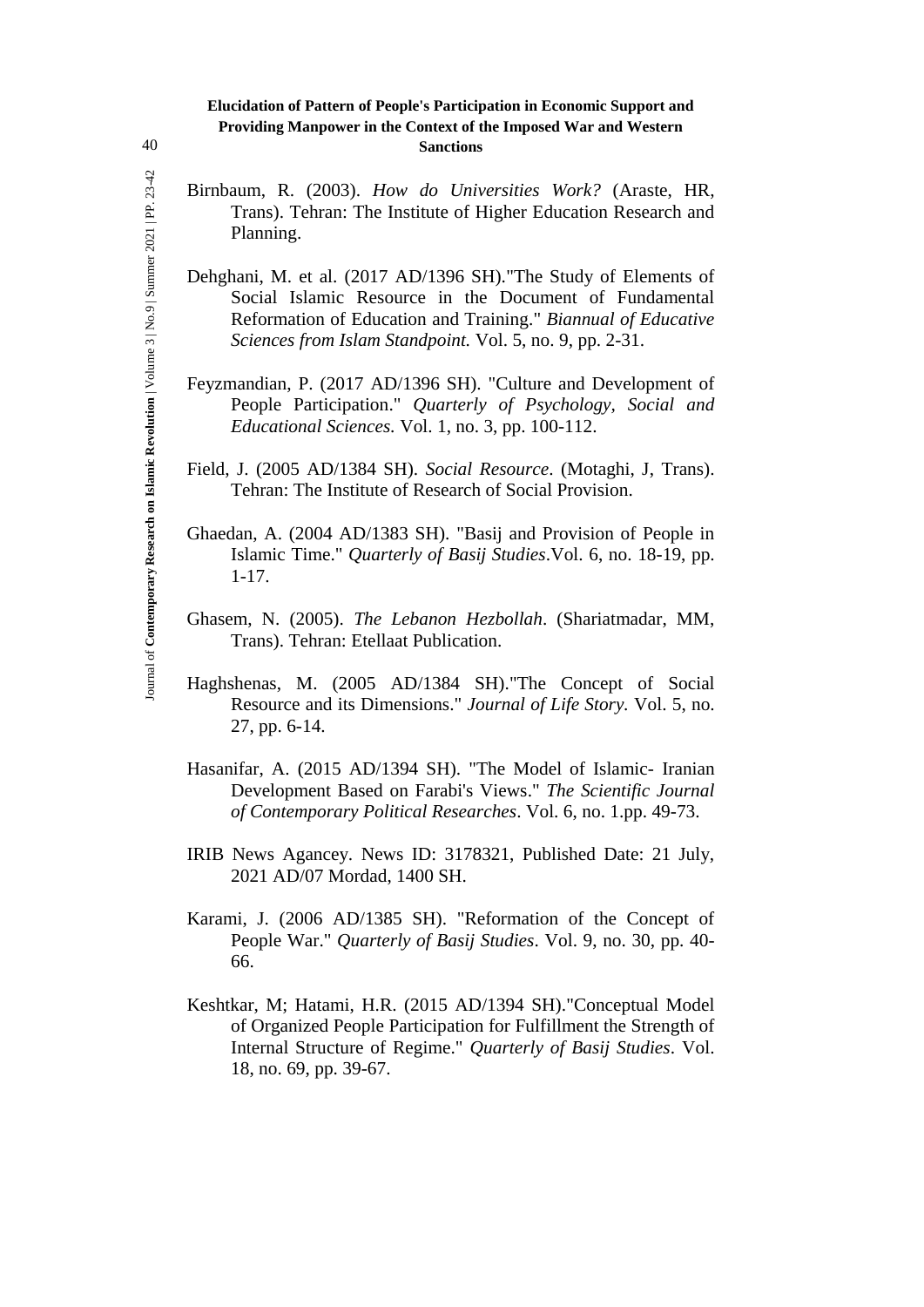Birnbaum, R. (2003). *How do Universities Work?* (Araste, HR, Trans). Tehran: The Institute of Higher Education Research and Planning.

Dehghani, M. et al. (2017 AD/1396 SH)."The Study of Elements of Social Islamic Resource in the Document of Fundamental Reformation of Education and Training." *Biannual of Educative Sciences from Islam Standpoint.* Vol. 5, no. 9, pp. 2-31.

Feyzmandian, P. (2017 AD/1396 SH). "Culture and Development of People Participation." *Quarterly of Psychology, Social and Educational Sciences*. Vol. 1, no. 3, pp. 100-112.

Field, J. (2005 AD/1384 SH). *Social Resource*. (Motaghi, J, Trans). Tehran: The Institute of Research of Social Provision.

Ghaedan, A. (2004 AD/1383 SH). "Basij and Provision of People in Islamic Time." *Quarterly of Basij Studies*.Vol. 6, no. 18-19, pp. 1-17.

Ghasem, N. (2005). *The Lebanon Hezbollah*. (Shariatmadar, MM, Trans). Tehran: Etellaat Publication.

Haghshenas, M. (2005 AD/1384 SH)."The Concept of Social Resource and its Dimensions." *Journal of Life Story*. Vol. 5, no. 27, pp. 6-14.

Hasanifar, A. (2015 AD/1394 SH). "The Model of Islamic- Iranian Development Based on Farabi's Views." *The Scientific Journal of Contemporary Political Researches*. Vol. 6, no. 1.pp. 49-73.

IRIB News Agancey. News ID: 3178321, Published Date: 21 July, 2021 AD/07 Mordad, 1400 SH.

Karami, J. (2006 AD/1385 SH). "Reformation of the Concept of People War." *Quarterly of Basij Studies*. Vol. 9, no. 30, pp. 40-66.

Keshtkar, M; Hatami, H.R. (2015 AD/1394 SH)."Conceptual Model of Organized People Participation for Fulfillment the Strength of Internal Structure of Regime." *Quarterly of Basij Studies*. Vol. 18, no. 69, pp. 39-67.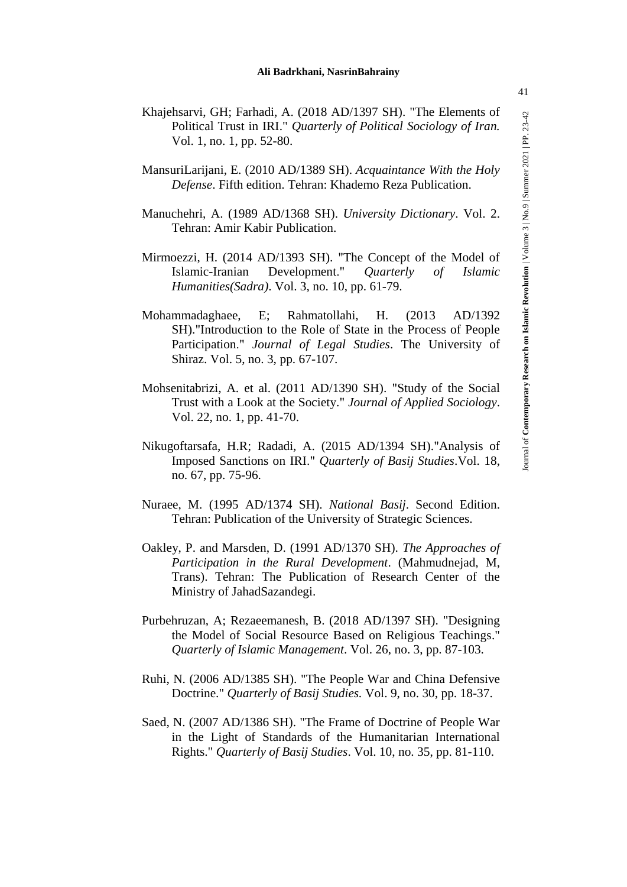Khajehsarvi, GH; Farhadi, A. (2018 AD/1397 SH). "The Elements of Political Trust in IRI." *Quarterly of Political Sociology of Iran.* Vol. 1, no. 1, pp. 52-80.

MansuriLarijani, E. (2010 AD/1389 SH). *Acquaintance With the Holy Defense*. Fifth edition. Tehran: Khademo Reza Publication.

Manuchehri, A. (1989 AD/1368 SH). *University Dictionary*. Vol. 2. Tehran: Amir Kabir Publication.

Mirmoezzi, H. (2014 AD/1393 SH). "The Concept of the Model of Islamic-Iranian Development." *Quarterly of Islamic Humanities(Sadra)*. Vol. 3, no. 10, pp. 61-79.

Mohammadaghaee, E; Rahmatollahi, H. (2013 AD/1392 SH)."Introduction to the Role of State in the Process of People Participation." *Journal of Legal Studies*. The University of Shiraz. Vol. 5, no. 3, pp. 67-107.

Mohsenitabrizi, A. et al. (2011 AD/1390 SH). "Study of the Social Trust with a Look at the Society." *Journal of Applied Sociology*. Vol. 22, no. 1, pp. 41-70.

Nikugoftarsafa, H.R; Radadi, A. (2015 AD/1394 SH)."Analysis of Imposed Sanctions on IRI." *Quarterly of Basij Studies*.Vol. 18, no. 67, pp. 75-96.

Nuraee, M. (1995 AD/1374 SH). *National Basij*. Second Edition. Tehran: Publication of the University of Strategic Sciences.

Oakley, P. and Marsden, D. (1991 AD/1370 SH). *The Approaches of Participation in the Rural Development*. (Mahmudnejad, M, Trans). Tehran: The Publication of Research Center of the Ministry of JahadSazandegi.

Purbehruzan, A; Rezaeemanesh, B. (2018 AD/1397 SH). "Designing the Model of Social Resource Based on Religious Teachings." *Quarterly of Islamic Management*. Vol. 26, no. 3, pp. 87-103.

Ruhi, N. (2006 AD/1385 SH). "The People War and China Defensive Doctrine." *Quarterly of Basij Studies.* Vol. 9, no. 30, pp. 18-37.

Saed, N. (2007 AD/1386 SH). "The Frame of Doctrine of People War in the Light of Standards of the Humanitarian International Rights." *Quarterly of Basij Studies*. Vol. 10, no. 35, pp. 81-110.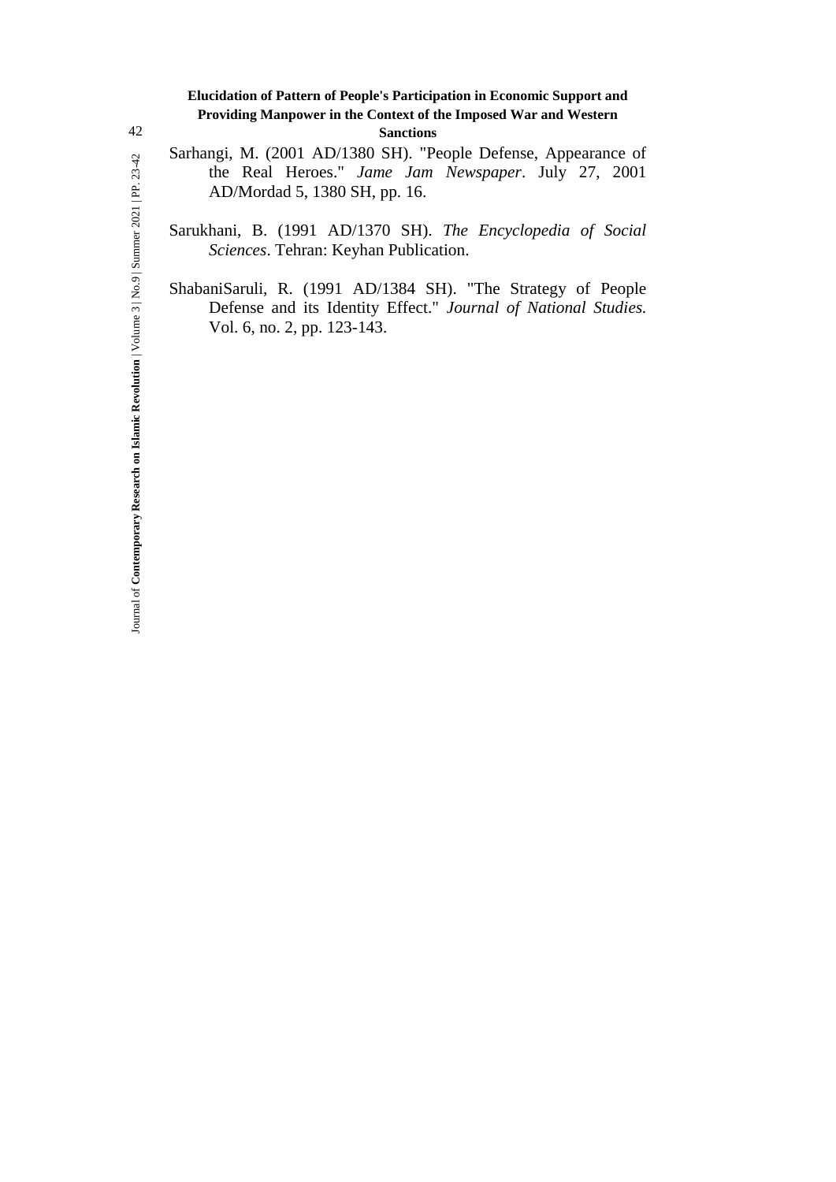Sarhangi, M. (2001 AD/1380 SH). "People Defense, Appearance of the Real Heroes." *Jame Jam Newspaper*. July 27, 2001 AD/Mordad 5, 1380 SH, pp. 16.

Sarukhani, B. (1991 AD/1370 SH). *The Encyclopedia of Social Sciences*. Tehran: Keyhan Publication.

ShabaniSaruli, R. (1991 AD/1384 SH). "The Strategy of People Defense and its Identity Effect." *Journal of National Studies.* Vol. 6, no. 2, pp. 123-143.